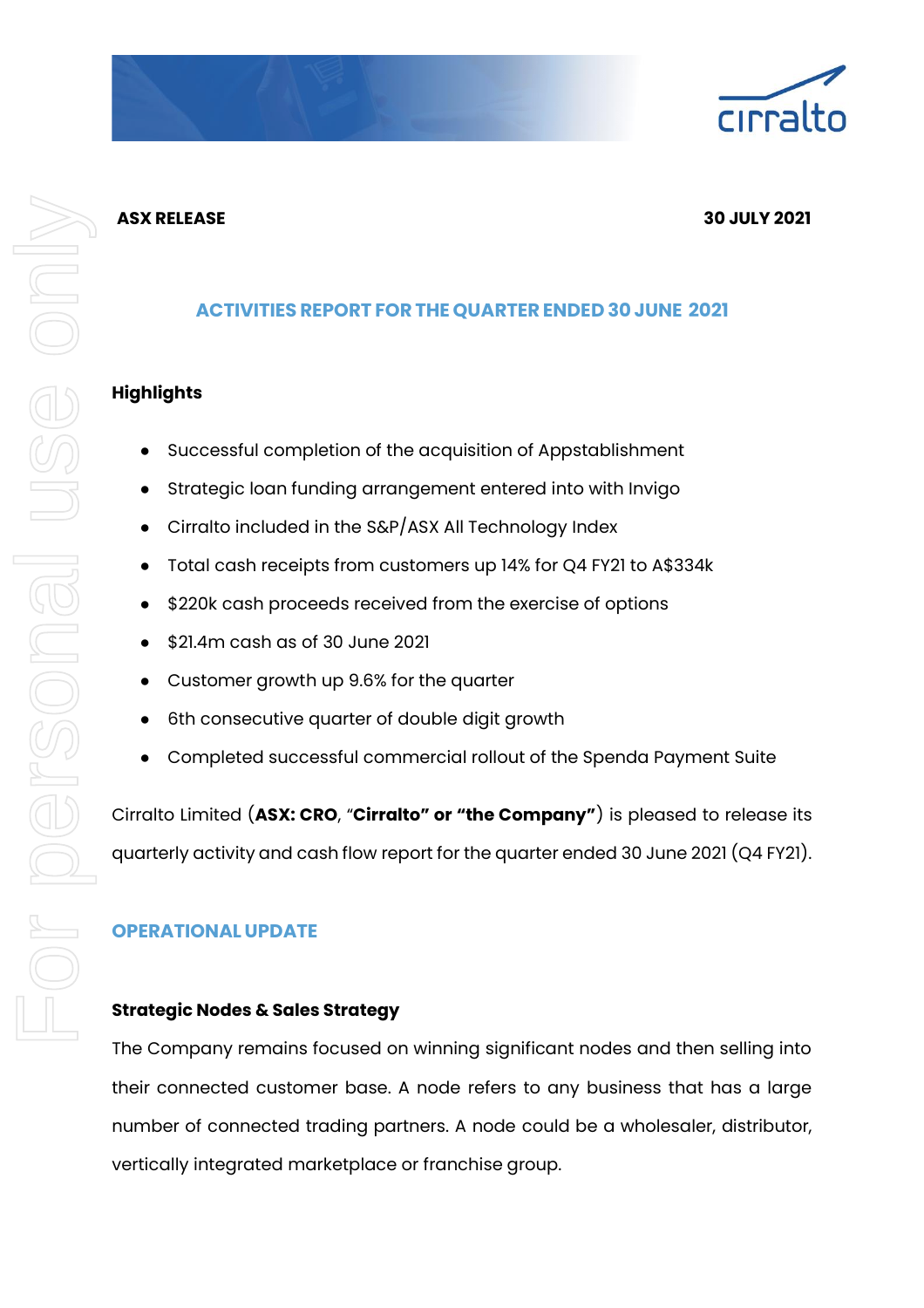**ASX RELEASE** **30 JULY 2021**

## ACTIVITIES REPORT FOR THE QUARTER ENDED 30 JUNE 2021

### Highlights

- Successful completion of the acquisition of Appstablishment
- Strategic loan funding arrangement entered into with Invigo
- Cirralto included in the S&P/ASX All Technology Index
- Total cash receipts from customers up 14% for Q4 FY21 to A$334k
- $220k cash proceeds received from the exercise of options
- $21.4m cash as of 30 June 2021
- Customer growth up 9.6% for the quarter
- 6th consecutive quarter of double digit growth
- Completed successful commercial rollout of the Spenda Payment Suite

Cirralto Limited (**ASX: CRO**, "**Cirralto" or "the Company"**) is pleased to release its quarterly activity and cash flow report for the quarter ended 30 June 2021 (Q4 FY21).

## OPERATIONAL UPDATE

### Strategic Nodes & Sales Strategy

The Company remains focused on winning significant nodes and then selling into their connected customer base. A node refers to any business that has a large number of connected trading partners. A node could be a wholesaler, distributor, vertically integrated marketplace or franchise group.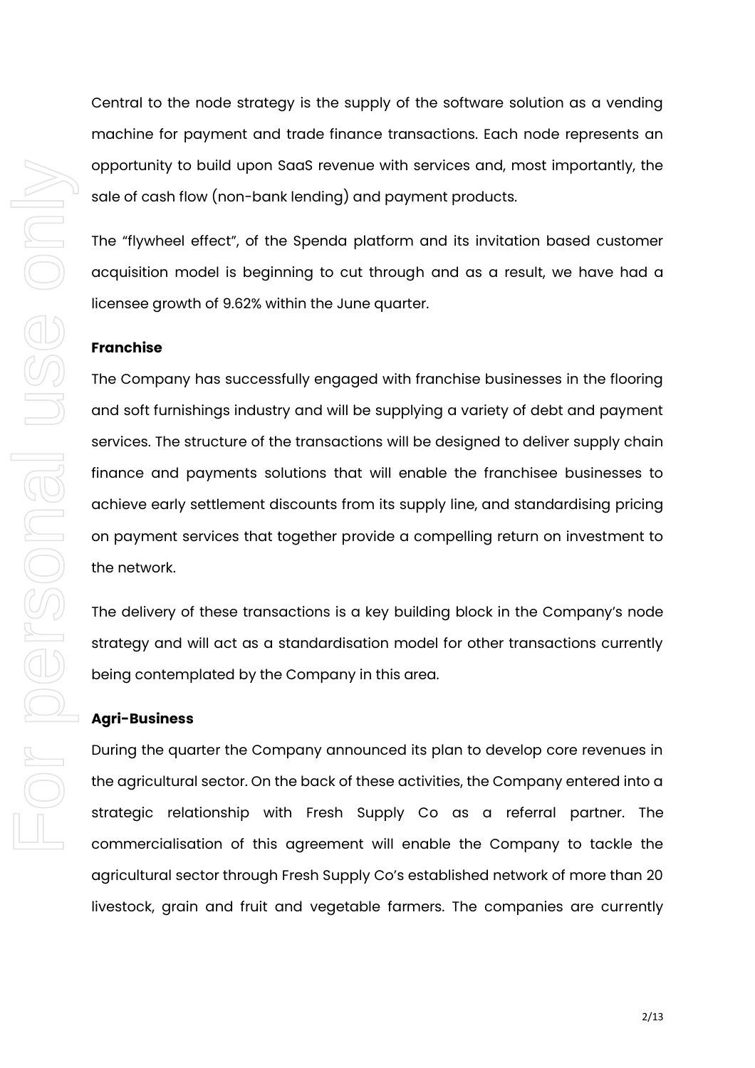Central to the node strategy is the supply of the software solution as a vending machine for payment and trade finance transactions. Each node represents an opportunity to build upon SaaS revenue with services and, most importantly, the sale of cash flow (non-bank lending) and payment products.

The "flywheel effect", of the Spenda platform and its invitation based customer acquisition model is beginning to cut through and as a result, we have had a licensee growth of 9.62% within the June quarter.

**Franchise**

The Company has successfully engaged with franchise businesses in the flooring and soft furnishings industry and will be supplying a variety of debt and payment services. The structure of the transactions will be designed to deliver supply chain finance and payments solutions that will enable the franchisee businesses to achieve early settlement discounts from its supply line, and standardising pricing on payment services that together provide a compelling return on investment to the network.

The delivery of these transactions is a key building block in the Company's node strategy and will act as a standardisation model for other transactions currently being contemplated by the Company in this area.

**Agri-Business**

During the quarter the Company announced its plan to develop core revenues in the agricultural sector. On the back of these activities, the Company entered into a strategic relationship with Fresh Supply Co as a referral partner. The commercialisation of this agreement will enable the Company to tackle the agricultural sector through Fresh Supply Co's established network of more than 20 livestock, grain and fruit and vegetable farmers. The companies are currently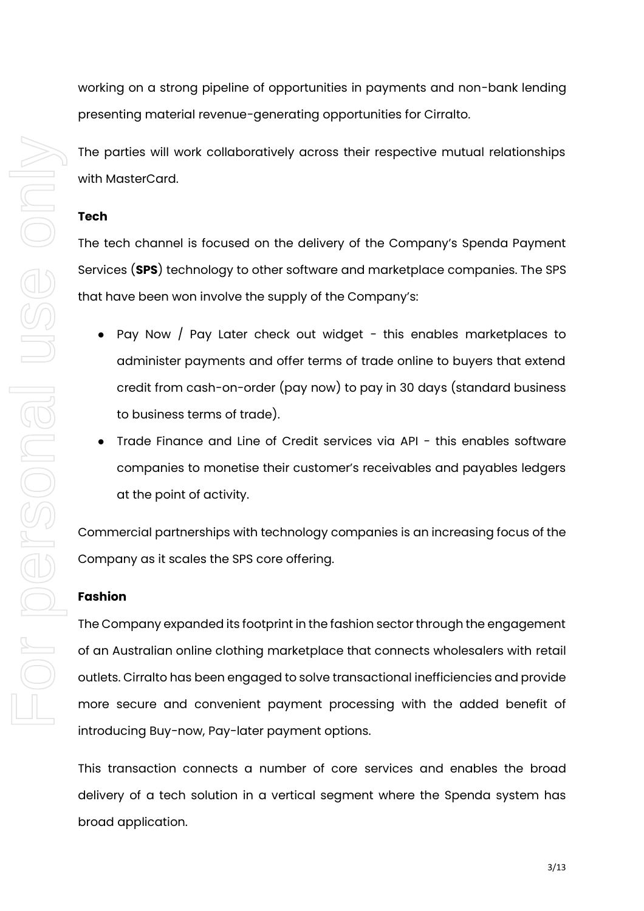working on a strong pipeline of opportunities in payments and non-bank lending presenting material revenue-generating opportunities for Cirralto.

The parties will work collaboratively across their respective mutual relationships with MasterCard.

**Tech**

The tech channel is focused on the delivery of the Company's Spenda Payment Services (**SPS**) technology to other software and marketplace companies. The SPS that have been won involve the supply of the Company's:

- Pay Now / Pay Later check out widget - this enables marketplaces to administer payments and offer terms of trade online to buyers that extend credit from cash-on-order (pay now) to pay in 30 days (standard business to business terms of trade).
- Trade Finance and Line of Credit services via API - this enables software companies to monetise their customer's receivables and payables ledgers at the point of activity.

Commercial partnerships with technology companies is an increasing focus of the Company as it scales the SPS core offering.

**Fashion**

The Company expanded its footprint in the fashion sector through the engagement of an Australian online clothing marketplace that connects wholesalers with retail outlets. Cirralto has been engaged to solve transactional inefficiencies and provide more secure and convenient payment processing with the added benefit of introducing Buy-now, Pay-later payment options.

This transaction connects a number of core services and enables the broad delivery of a tech solution in a vertical segment where the Spenda system has broad application.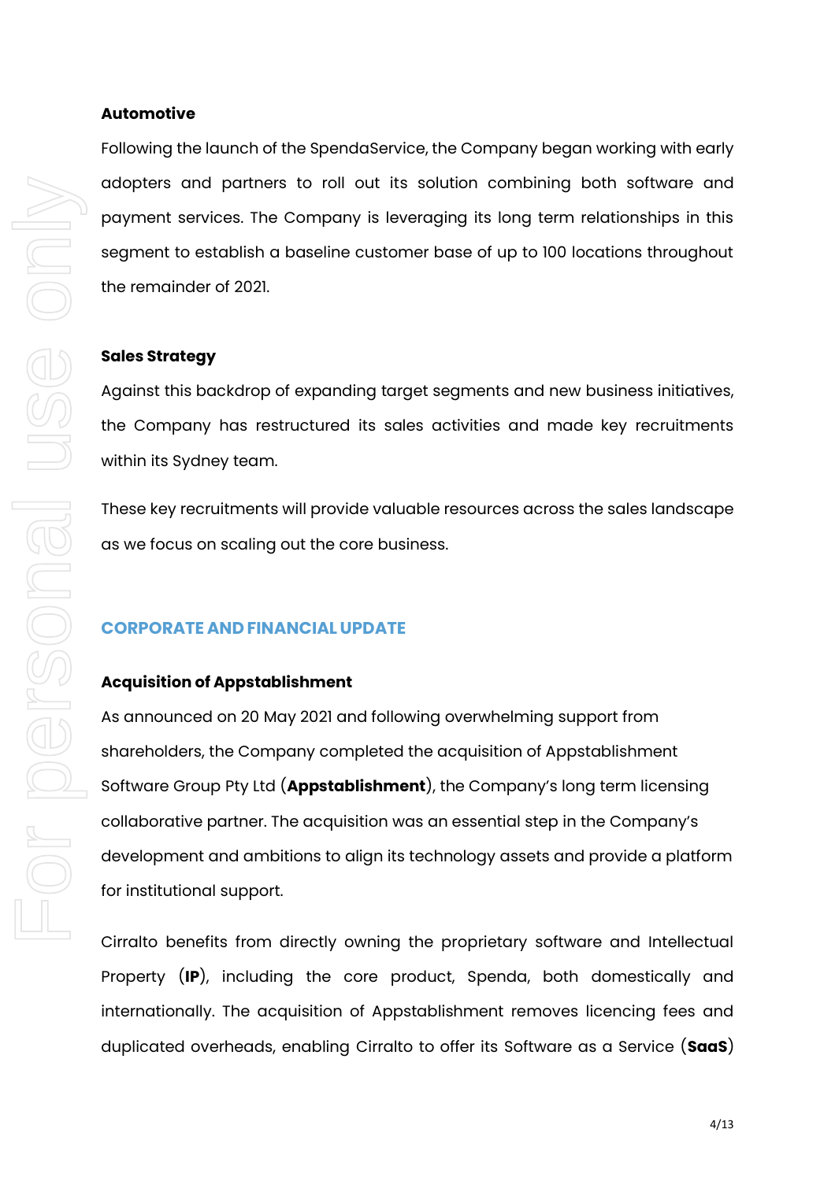**Automotive**

Following the launch of the SpendaService, the Company began working with early adopters and partners to roll out its solution combining both software and payment services. The Company is leveraging its long term relationships in this segment to establish a baseline customer base of up to 100 locations throughout the remainder of 2021.

**Sales Strategy**

Against this backdrop of expanding target segments and new business initiatives, the Company has restructured its sales activities and made key recruitments within its Sydney team.

These key recruitments will provide valuable resources across the sales landscape as we focus on scaling out the core business.

## CORPORATE AND FINANCIAL UPDATE

**Acquisition of Appstablishment**

As announced on 20 May 2021 and following overwhelming support from shareholders, the Company completed the acquisition of Appstablishment Software Group Pty Ltd (**Appstablishment**), the Company's long term licensing collaborative partner. The acquisition was an essential step in the Company's development and ambitions to align its technology assets and provide a platform for institutional support.

Cirralto benefits from directly owning the proprietary software and Intellectual Property (**IP**), including the core product, Spenda, both domestically and internationally. The acquisition of Appstablishment removes licencing fees and duplicated overheads, enabling Cirralto to offer its Software as a Service (**SaaS**)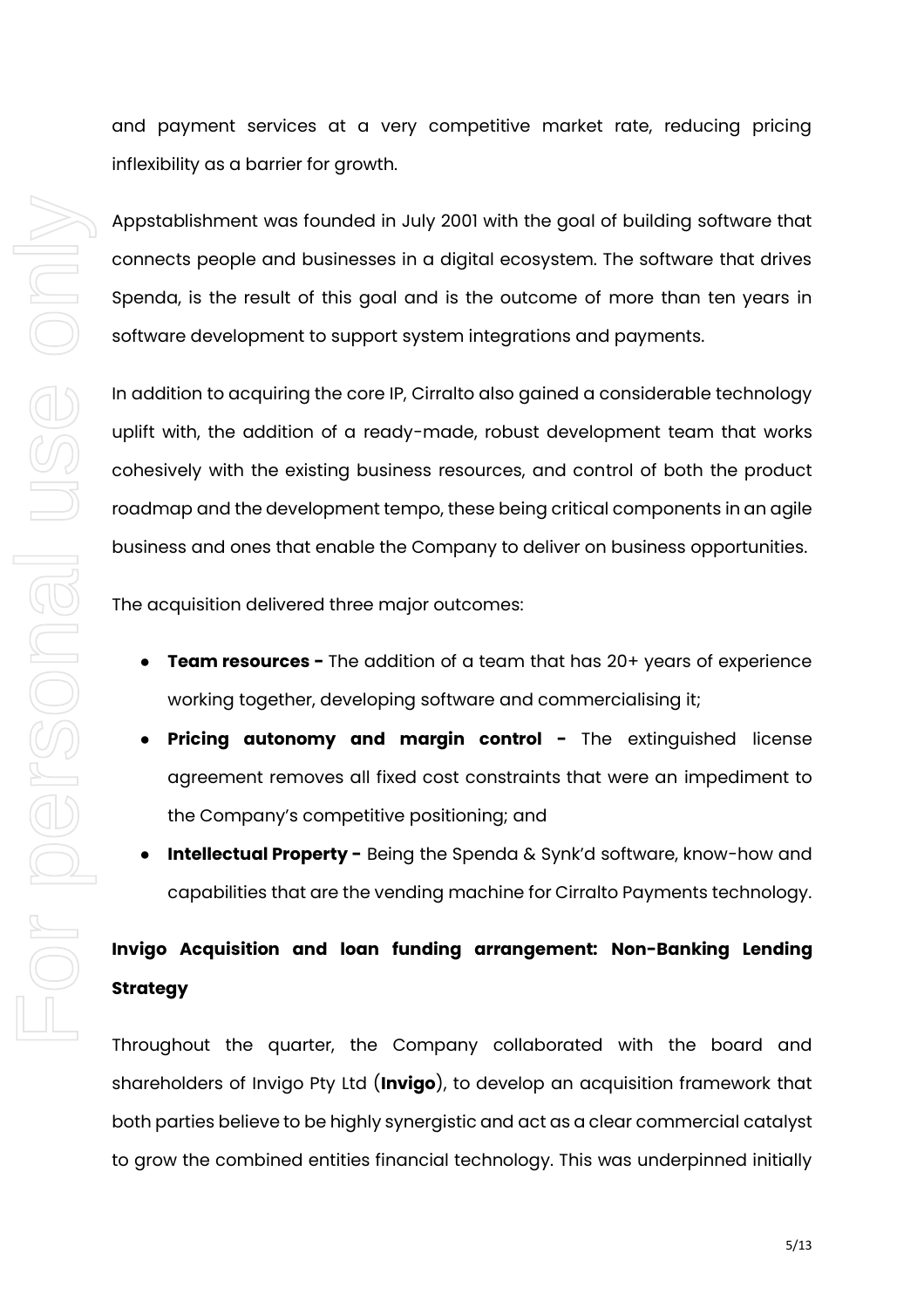and payment services at a very competitive market rate, reducing pricing inflexibility as a barrier for growth.

Appstablishment was founded in July 2001 with the goal of building software that connects people and businesses in a digital ecosystem. The software that drives Spenda, is the result of this goal and is the outcome of more than ten years in software development to support system integrations and payments.

In addition to acquiring the core IP, Cirralto also gained a considerable technology uplift with, the addition of a ready-made, robust development team that works cohesively with the existing business resources, and control of both the product roadmap and the development tempo, these being critical components in an agile business and ones that enable the Company to deliver on business opportunities.

The acquisition delivered three major outcomes:

- **Team resources -** The addition of a team that has 20+ years of experience working together, developing software and commercialising it;
- **Pricing autonomy and margin control -** The extinguished license agreement removes all fixed cost constraints that were an impediment to the Company's competitive positioning; and
- **Intellectual Property -** Being the Spenda & Synk'd software, know-how and capabilities that are the vending machine for Cirralto Payments technology.

## Invigo Acquisition and loan funding arrangement: Non-Banking Lending Strategy

Throughout the quarter, the Company collaborated with the board and shareholders of Invigo Pty Ltd (**Invigo**), to develop an acquisition framework that both parties believe to be highly synergistic and act as a clear commercial catalyst to grow the combined entities financial technology. This was underpinned initially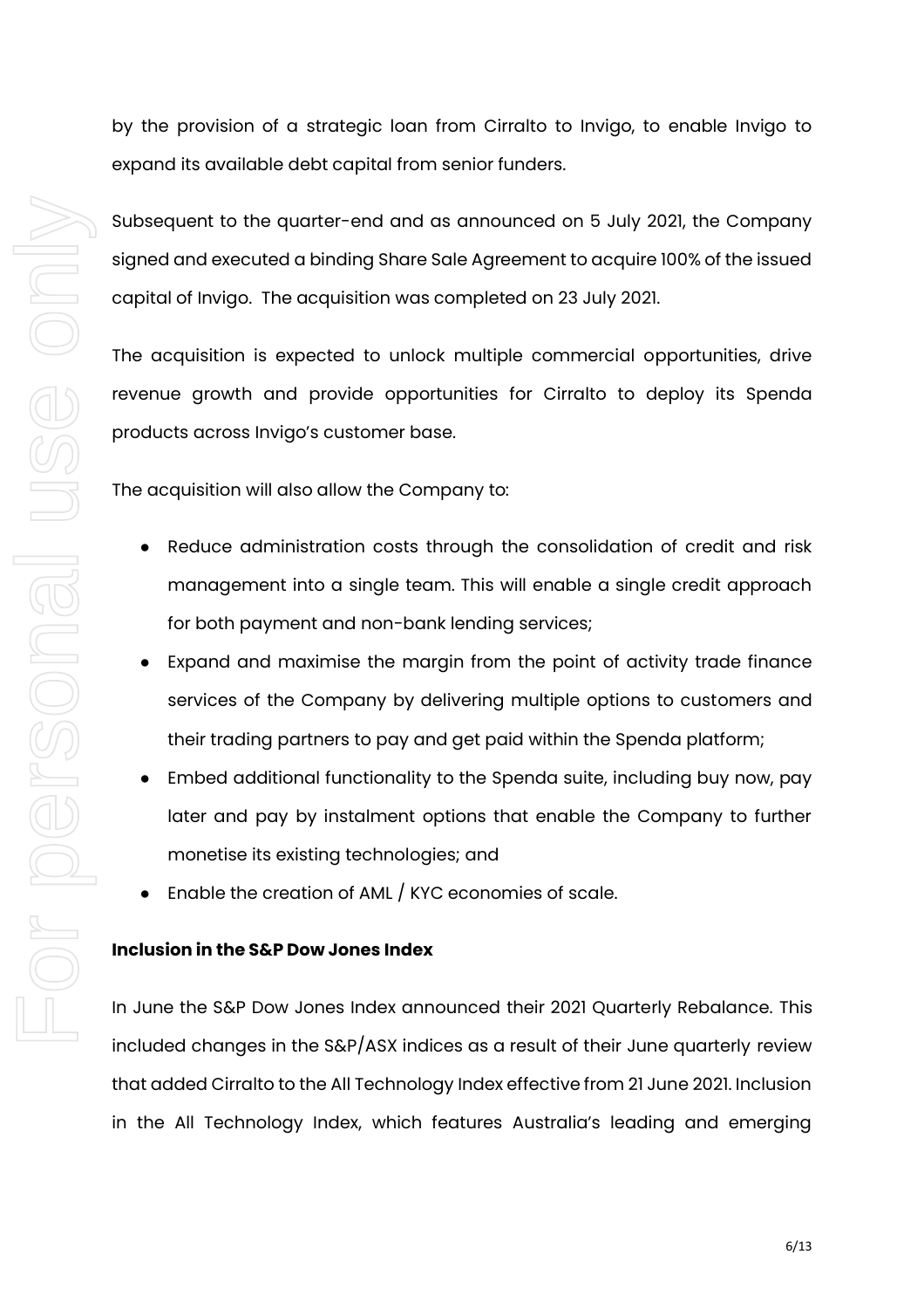by the provision of a strategic loan from Cirralto to Invigo, to enable Invigo to expand its available debt capital from senior funders.

Subsequent to the quarter-end and as announced on 5 July 2021, the Company signed and executed a binding Share Sale Agreement to acquire 100% of the issued capital of Invigo. The acquisition was completed on 23 July 2021.

The acquisition is expected to unlock multiple commercial opportunities, drive revenue growth and provide opportunities for Cirralto to deploy its Spenda products across Invigo's customer base.

The acquisition will also allow the Company to:

- Reduce administration costs through the consolidation of credit and risk management into a single team. This will enable a single credit approach for both payment and non-bank lending services;
- Expand and maximise the margin from the point of activity trade finance services of the Company by delivering multiple options to customers and their trading partners to pay and get paid within the Spenda platform;
- Embed additional functionality to the Spenda suite, including buy now, pay later and pay by instalment options that enable the Company to further monetise its existing technologies; and
- Enable the creation of AML / KYC economies of scale.

**Inclusion in the S&P Dow Jones Index**

In June the S&P Dow Jones Index announced their 2021 Quarterly Rebalance. This included changes in the S&P/ASX indices as a result of their June quarterly review that added Cirralto to the All Technology Index effective from 21 June 2021. Inclusion in the All Technology Index, which features Australia's leading and emerging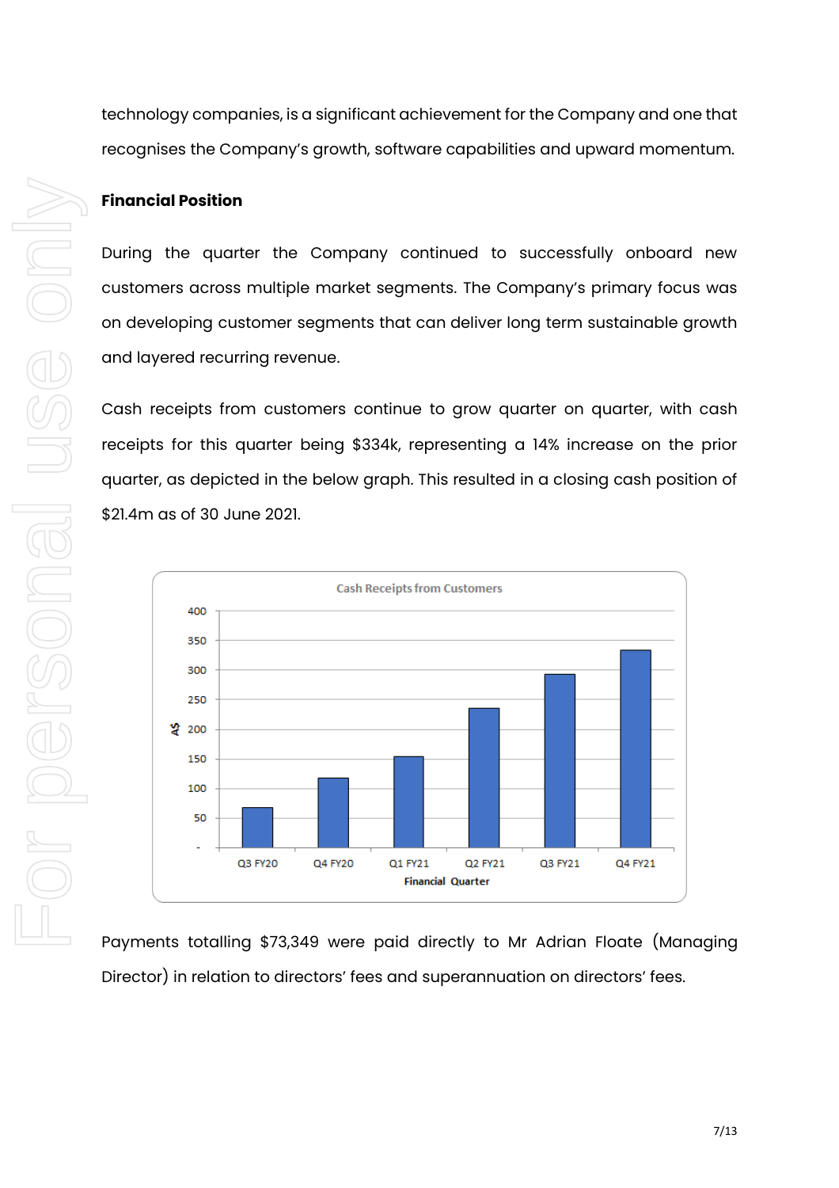technology companies, is a significant achievement for the Company and one that recognises the Company's growth, software capabilities and upward momentum.

**Financial Position**

During the quarter the Company continued to successfully onboard new customers across multiple market segments. The Company's primary focus was on developing customer segments that can deliver long term sustainable growth and layered recurring revenue.

Cash receipts from customers continue to grow quarter on quarter, with cash receipts for this quarter being $334k, representing a 14% increase on the prior quarter, as depicted in the below graph. This resulted in a closing cash position of $21.4m as of 30 June 2021.

Payments totalling $73,349 were paid directly to Mr Adrian Floate (Managing Director) in relation to directors' fees and superannuation on directors' fees.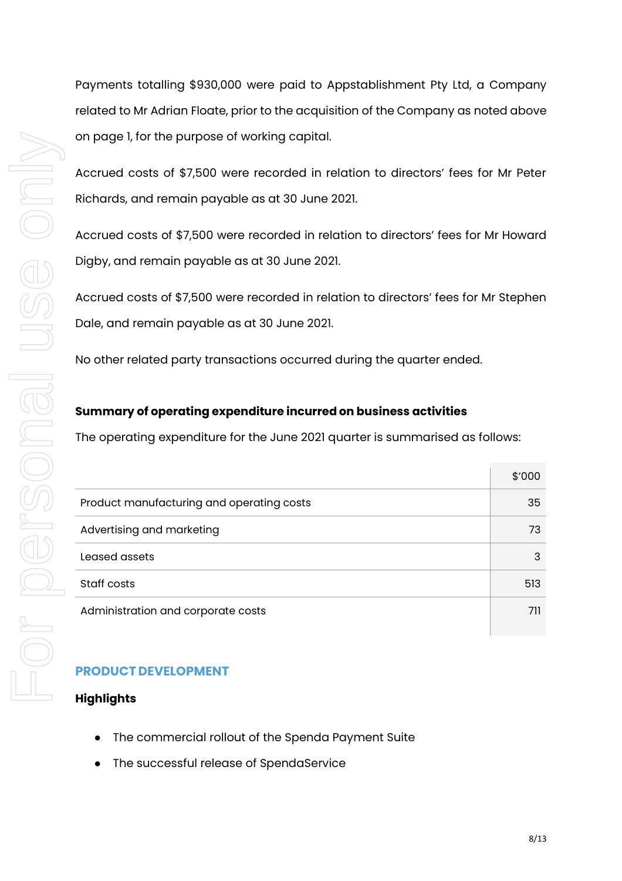Payments totalling $930,000 were paid to Appstablishment Pty Ltd, a Company related to Mr Adrian Floate, prior to the acquisition of the Company as noted above on page 1, for the purpose of working capital.

Accrued costs of $7,500 were recorded in relation to directors' fees for Mr Peter Richards, and remain payable as at 30 June 2021.

Accrued costs of $7,500 were recorded in relation to directors' fees for Mr Howard Digby, and remain payable as at 30 June 2021.

Accrued costs of $7,500 were recorded in relation to directors' fees for Mr Stephen Dale, and remain payable as at 30 June 2021.

No other related party transactions occurred during the quarter ended.

**Summary of operating expenditure incurred on business activities**

The operating expenditure for the June 2021 quarter is summarised as follows:

| | $'000 |
|---|---|
| Product manufacturing and operating costs | 35 |
| Advertising and marketing | 73 |
| Leased assets | 3 |
| Staff costs | 513 |
| Administration and corporate costs | 711 |

## PRODUCT DEVELOPMENT

**Highlights**

- The commercial rollout of the Spenda Payment Suite
- The successful release of SpendaService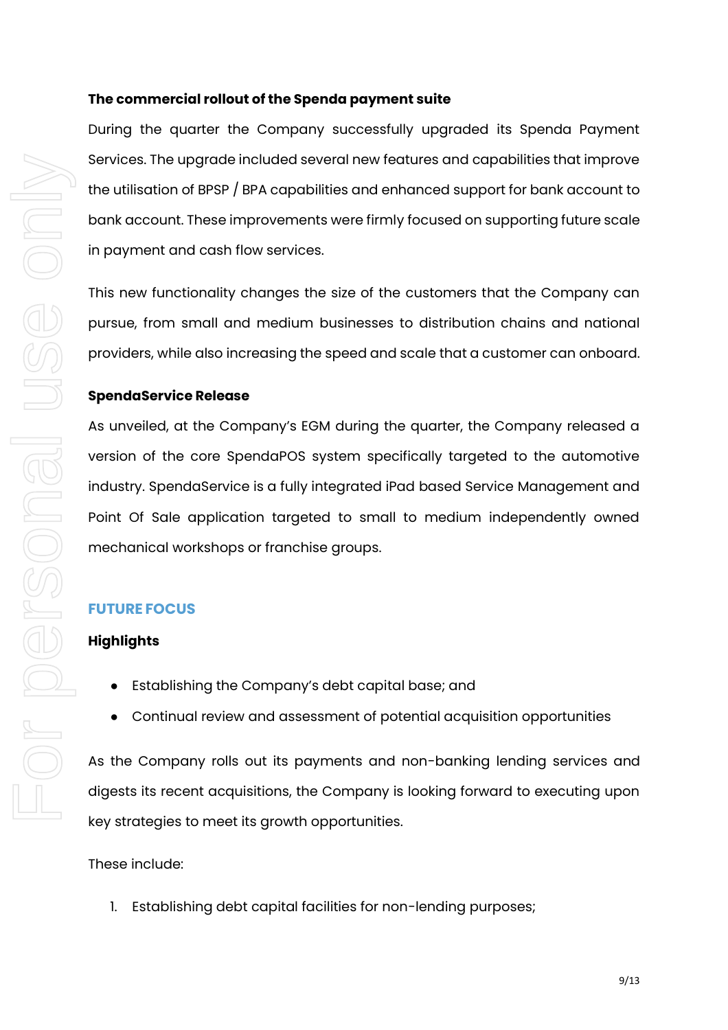**The commercial rollout of the Spenda payment suite**

During the quarter the Company successfully upgraded its Spenda Payment Services. The upgrade included several new features and capabilities that improve the utilisation of BPSP / BPA capabilities and enhanced support for bank account to bank account. These improvements were firmly focused on supporting future scale in payment and cash flow services.

This new functionality changes the size of the customers that the Company can pursue, from small and medium businesses to distribution chains and national providers, while also increasing the speed and scale that a customer can onboard.

**SpendaService Release**

As unveiled, at the Company's EGM during the quarter, the Company released a version of the core SpendaPOS system specifically targeted to the automotive industry. SpendaService is a fully integrated iPad based Service Management and Point Of Sale application targeted to small to medium independently owned mechanical workshops or franchise groups.

## FUTURE FOCUS

**Highlights**

- Establishing the Company's debt capital base; and
- Continual review and assessment of potential acquisition opportunities

As the Company rolls out its payments and non-banking lending services and digests its recent acquisitions, the Company is looking forward to executing upon key strategies to meet its growth opportunities.

These include:

1. Establishing debt capital facilities for non-lending purposes;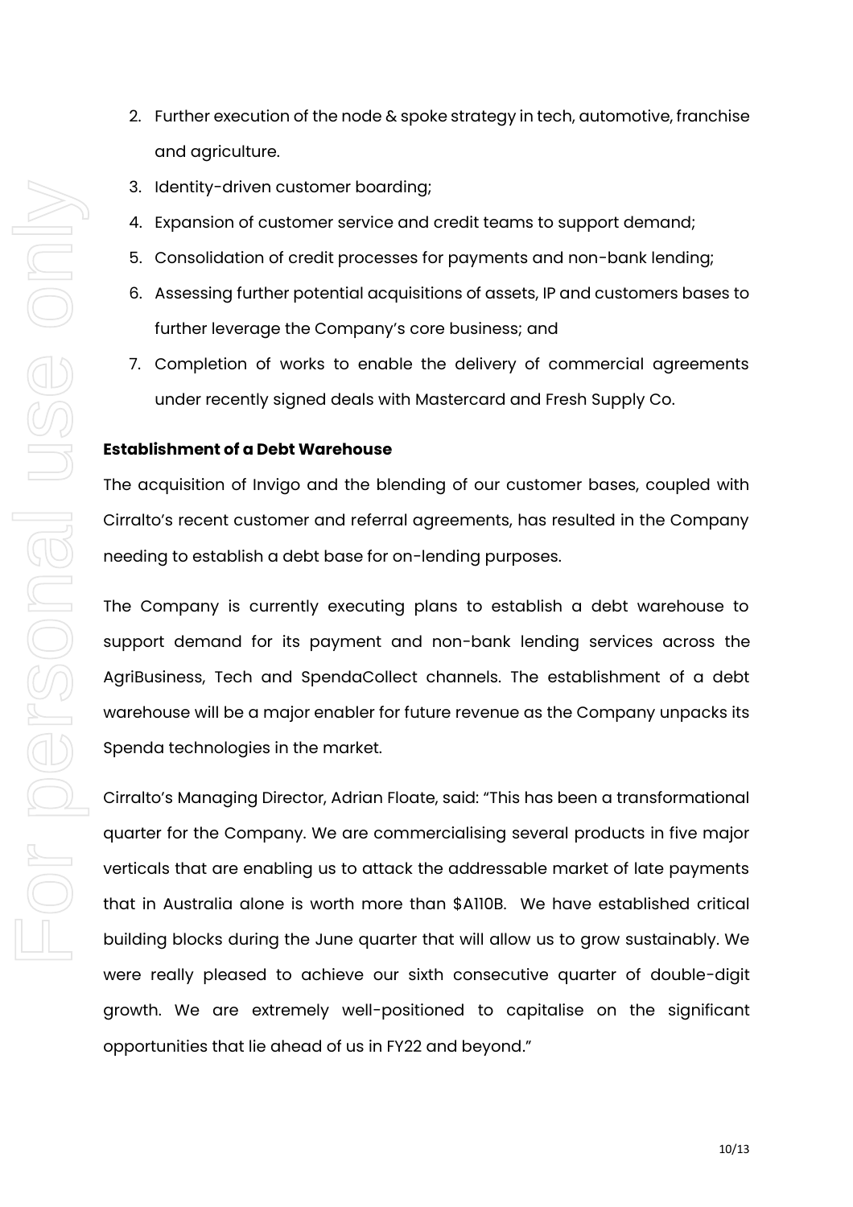2. Further execution of the node & spoke strategy in tech, automotive, franchise and agriculture.
3. Identity-driven customer boarding;
4. Expansion of customer service and credit teams to support demand;
5. Consolidation of credit processes for payments and non-bank lending;
6. Assessing further potential acquisitions of assets, IP and customers bases to further leverage the Company's core business; and
7. Completion of works to enable the delivery of commercial agreements under recently signed deals with Mastercard and Fresh Supply Co.

**Establishment of a Debt Warehouse**

The acquisition of Invigo and the blending of our customer bases, coupled with Cirralto's recent customer and referral agreements, has resulted in the Company needing to establish a debt base for on-lending purposes.

The Company is currently executing plans to establish a debt warehouse to support demand for its payment and non-bank lending services across the AgriBusiness, Tech and SpendaCollect channels. The establishment of a debt warehouse will be a major enabler for future revenue as the Company unpacks its Spenda technologies in the market.

Cirralto's Managing Director, Adrian Floate, said: "This has been a transformational quarter for the Company. We are commercialising several products in five major verticals that are enabling us to attack the addressable market of late payments that in Australia alone is worth more than $A110B. We have established critical building blocks during the June quarter that will allow us to grow sustainably. We were really pleased to achieve our sixth consecutive quarter of double-digit growth. We are extremely well-positioned to capitalise on the significant opportunities that lie ahead of us in FY22 and beyond."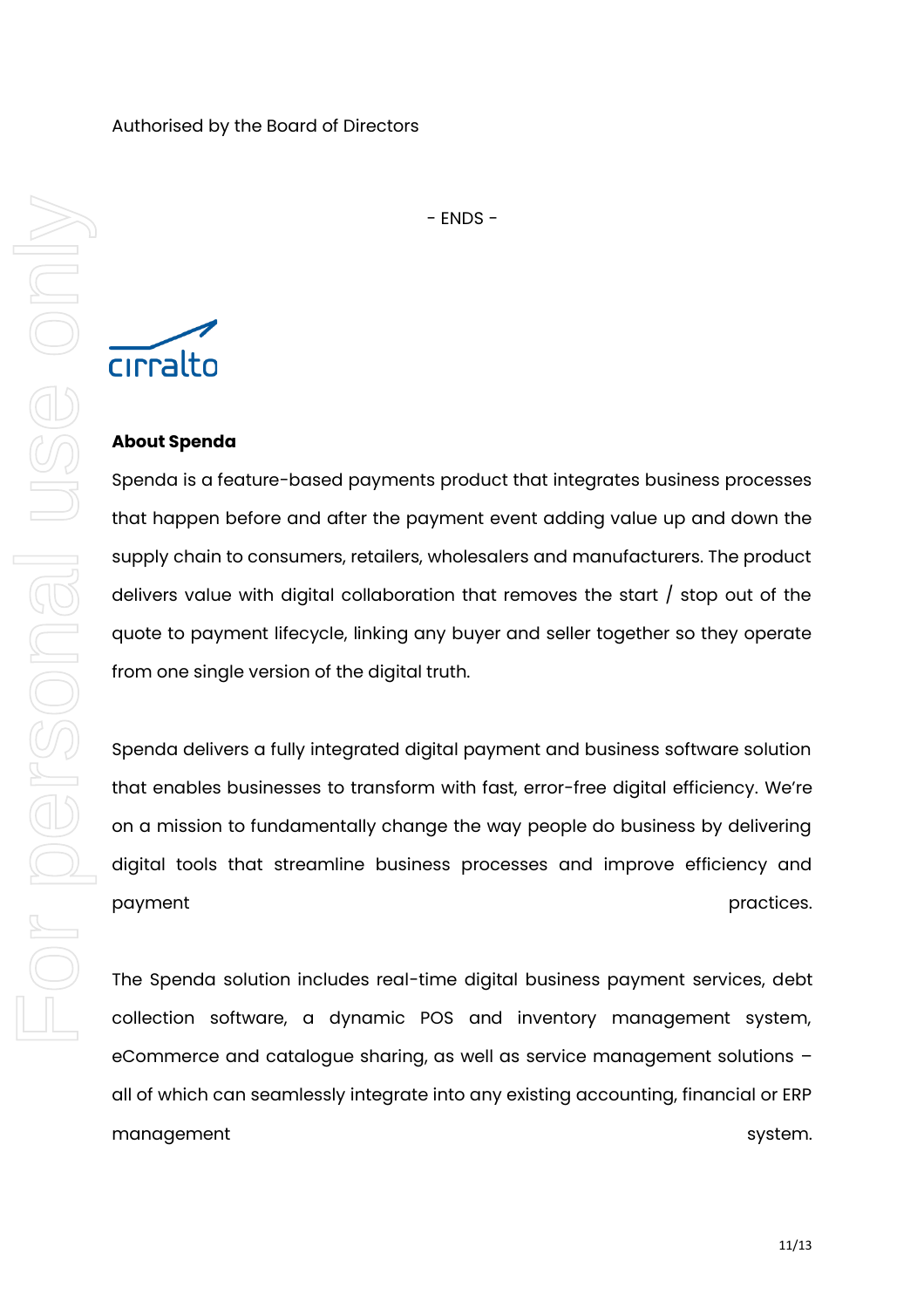Authorised by the Board of Directors

- ENDS -

cirralto

**About Spenda**

Spenda is a feature-based payments product that integrates business processes that happen before and after the payment event adding value up and down the supply chain to consumers, retailers, wholesalers and manufacturers. The product delivers value with digital collaboration that removes the start / stop out of the quote to payment lifecycle, linking any buyer and seller together so they operate from one single version of the digital truth.

Spenda delivers a fully integrated digital payment and business software solution that enables businesses to transform with fast, error-free digital efficiency. We're on a mission to fundamentally change the way people do business by delivering digital tools that streamline business processes and improve efficiency and payment practices.

The Spenda solution includes real-time digital business payment services, debt collection software, a dynamic POS and inventory management system, eCommerce and catalogue sharing, as well as service management solutions – all of which can seamlessly integrate into any existing accounting, financial or ERP management system.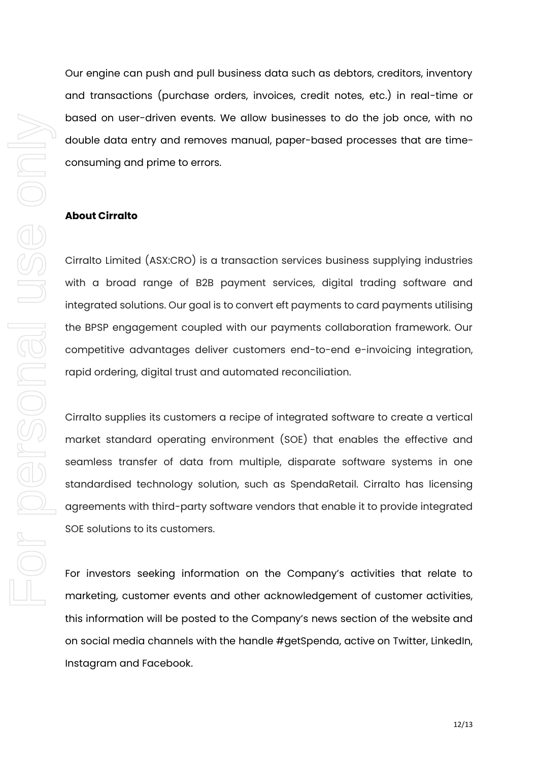Our engine can push and pull business data such as debtors, creditors, inventory and transactions (purchase orders, invoices, credit notes, etc.) in real-time or based on user-driven events. We allow businesses to do the job once, with no double data entry and removes manual, paper-based processes that are time-consuming and prime to errors.

**About Cirralto**

Cirralto Limited (ASX:CRO) is a transaction services business supplying industries with a broad range of B2B payment services, digital trading software and integrated solutions. Our goal is to convert eft payments to card payments utilising the BPSP engagement coupled with our payments collaboration framework. Our competitive advantages deliver customers end-to-end e-invoicing integration, rapid ordering, digital trust and automated reconciliation.

Cirralto supplies its customers a recipe of integrated software to create a vertical market standard operating environment (SOE) that enables the effective and seamless transfer of data from multiple, disparate software systems in one standardised technology solution, such as SpendaRetail. Cirralto has licensing agreements with third-party software vendors that enable it to provide integrated SOE solutions to its customers.

For investors seeking information on the Company's activities that relate to marketing, customer events and other acknowledgement of customer activities, this information will be posted to the Company's news section of the website and on social media channels with the handle #getSpenda, active on Twitter, LinkedIn, Instagram and Facebook.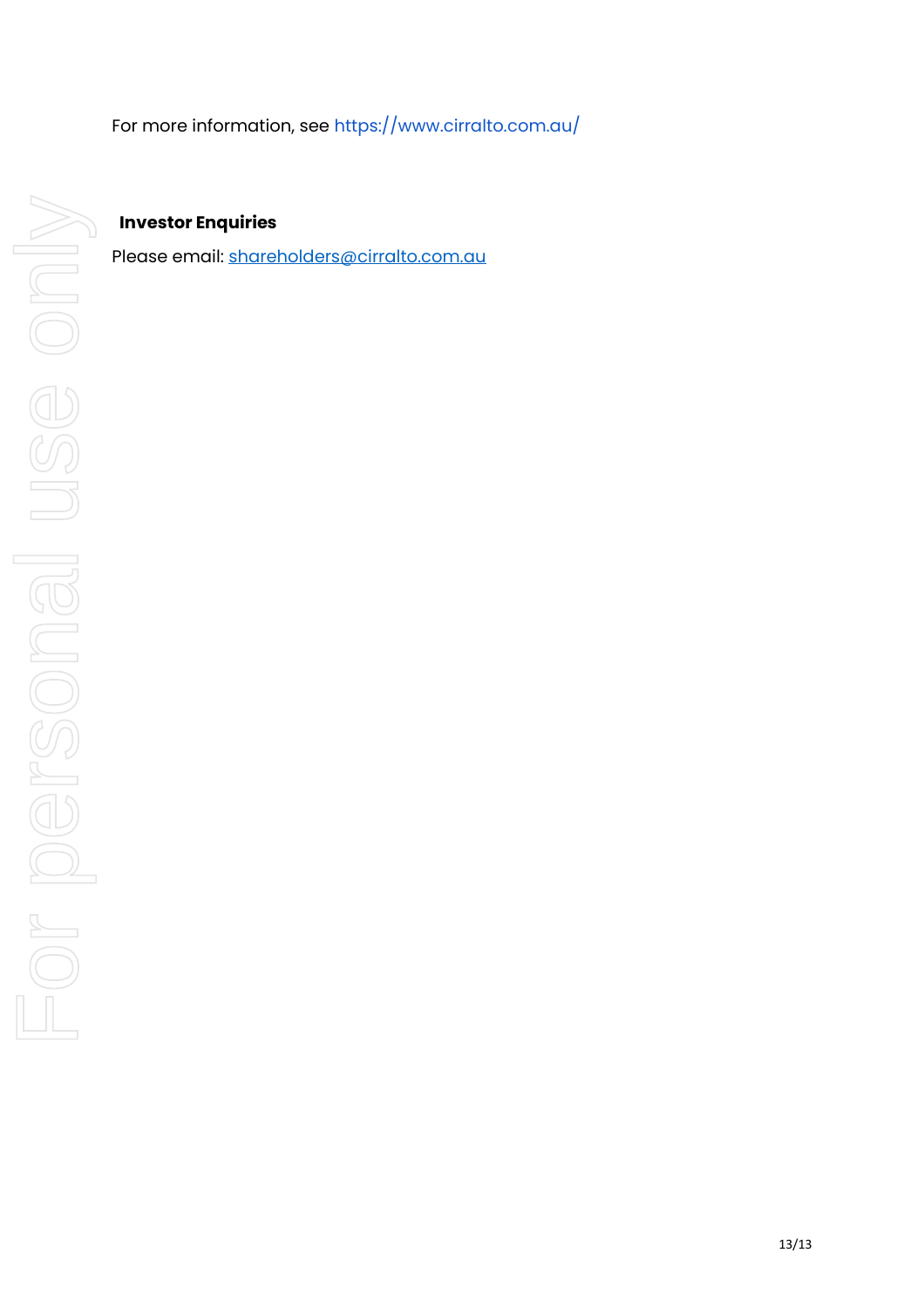For more information, see https://www.cirralto.com.au/

**Investor Enquiries**

Please email: shareholders@cirralto.com.au